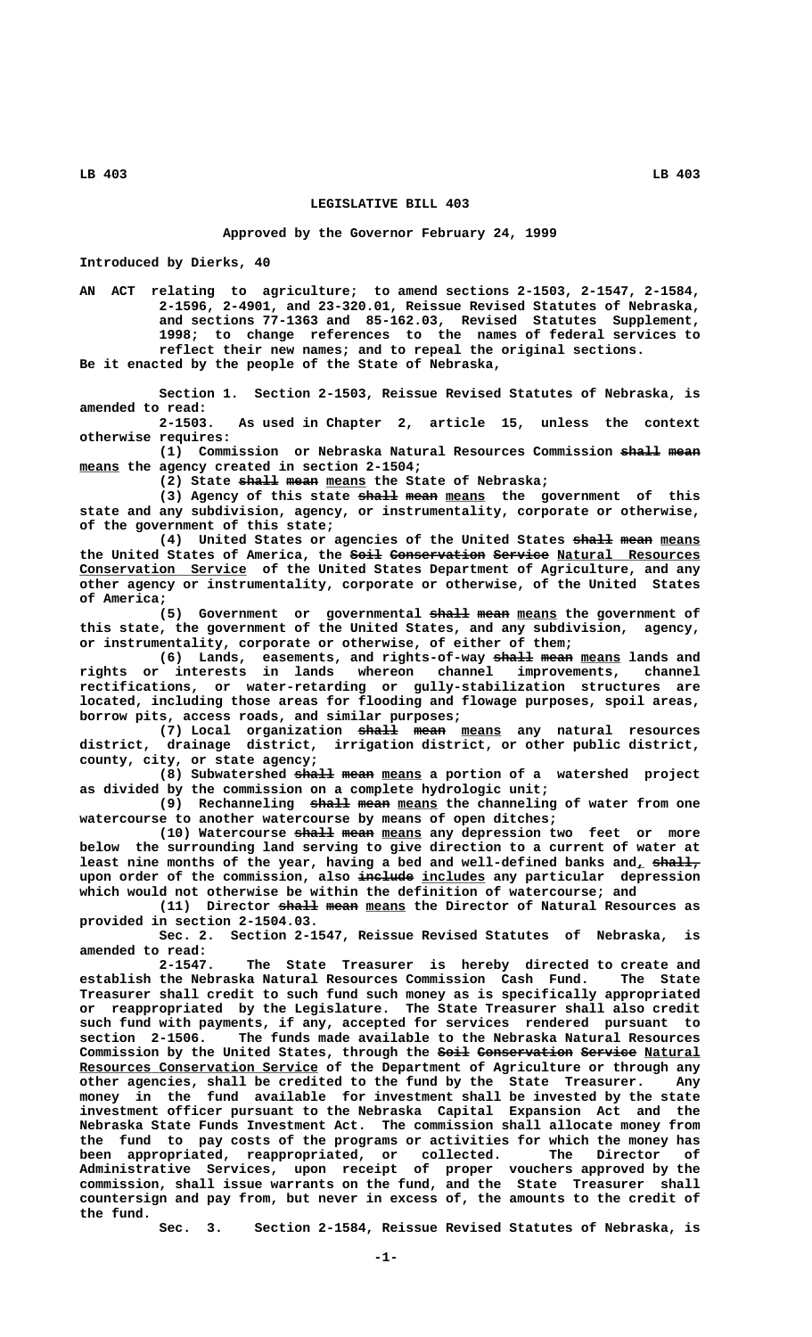# LEGISLATIVE BILL 403

**Approved by the Governor February 24, 1999**

Introduced by Dierks, 40

AN ACT relating to agriculture; to amend sections 2-1503, 2-1547, 2-1584, 2-1596, 2-4901, and 23-320.01, Reissue Revised Statutes of Nebraska, and sections 77-1363 and 85-162.03, Revised Statutes Supplement, 1998; to change references to the names of federal services to reflect their new names; and to repeal the original sections.

Be it enacted by the people of the State of Nebraska,

Section 1. Section 2-1503, Reissue Revised Statutes of Nebraska, is amended to read:

2-1503. As used in Chapter 2, article 15, unless the context otherwise requires:

(1) Commission or Nebraska Natural Resources Commission shall mean means the agency created in section 2-1504;

(2) State shall mean means the State of Nebraska;

(3) Agency of this state shall mean means the government of this state and any subdivision, agency, or instrumentality, corporate or otherwise, of the government of this state;

(4) United States or agencies of the United States shall mean means the United States of America, the Soil Conservation Service Natural Resources Conservation Service of the United States Department of Agriculture, and any other agency or instrumentality, corporate or otherwise, of the United States of America;

(5) Government or governmental shall mean means the government of this state, the government of the United States, and any subdivision, agency, or instrumentality, corporate or otherwise, of either of them;

(6) Lands, easements, and rights-of-way shall mean means lands and rights or interests in lands whereon channel improvements, channel rectifications, or water-retarding or gully-stabilization structures are located, including those areas for flooding and flowage purposes, spoil areas, borrow pits, access roads, and similar purposes;

(7) Local organization shall mean means any natural resources district, drainage district, irrigation district, or other public district, county, city, or state agency;

(8) Subwatershed shall mean means a portion of a watershed project as divided by the commission on a complete hydrologic unit;

(9) Rechanneling shall mean means the channeling of water from one watercourse to another watercourse by means of open ditches;

(10) Watercourse shall mean means any depression two feet or more below the surrounding land serving to give direction to a current of water at least nine months of the year, having a bed and well-defined banks and, shall, upon order of the commission, also include includes any particular depression which would not otherwise be within the definition of watercourse; and

(11) Director shall mean means the Director of Natural Resources as provided in section 2-1504.03.

Sec. 2. Section 2-1547, Reissue Revised Statutes of Nebraska, is amended to read:

2-1547. The State Treasurer is hereby directed to create and establish the Nebraska Natural Resources Cash Fund. The State Treasurer shall credit to such fund such money as is specifically appropriated or reappropriated by the Legislature. The State Treasurer shall also credit such fund with payments, if any, accepted for services rendered pursuant to section 2-1506. The funds made available to the Nebraska Natural Resources Commission by the United States, through the Soil Conservation Service Natural Resources Conservation Service of the Department of Agriculture or through any other agencies, shall be credited to the fund by the State Treasurer. Any money in the fund available for investment shall be invested by the state investment officer pursuant to the Nebraska Capital Expansion Act and the Nebraska State Funds Investment Act. The commission shall allocate money from the fund to pay costs of the programs or activities for which the money has been appropriated, reappropriated, or collected. The Director of Administrative Services, upon receipt of proper vouchers approved by the commission, shall issue warrants on the fund, and the State Treasurer shall countersign and pay from, but never in excess of, the amounts to the credit of the fund.

Sec. 3. Section 2-1584, Reissue Revised Statutes of Nebraska, is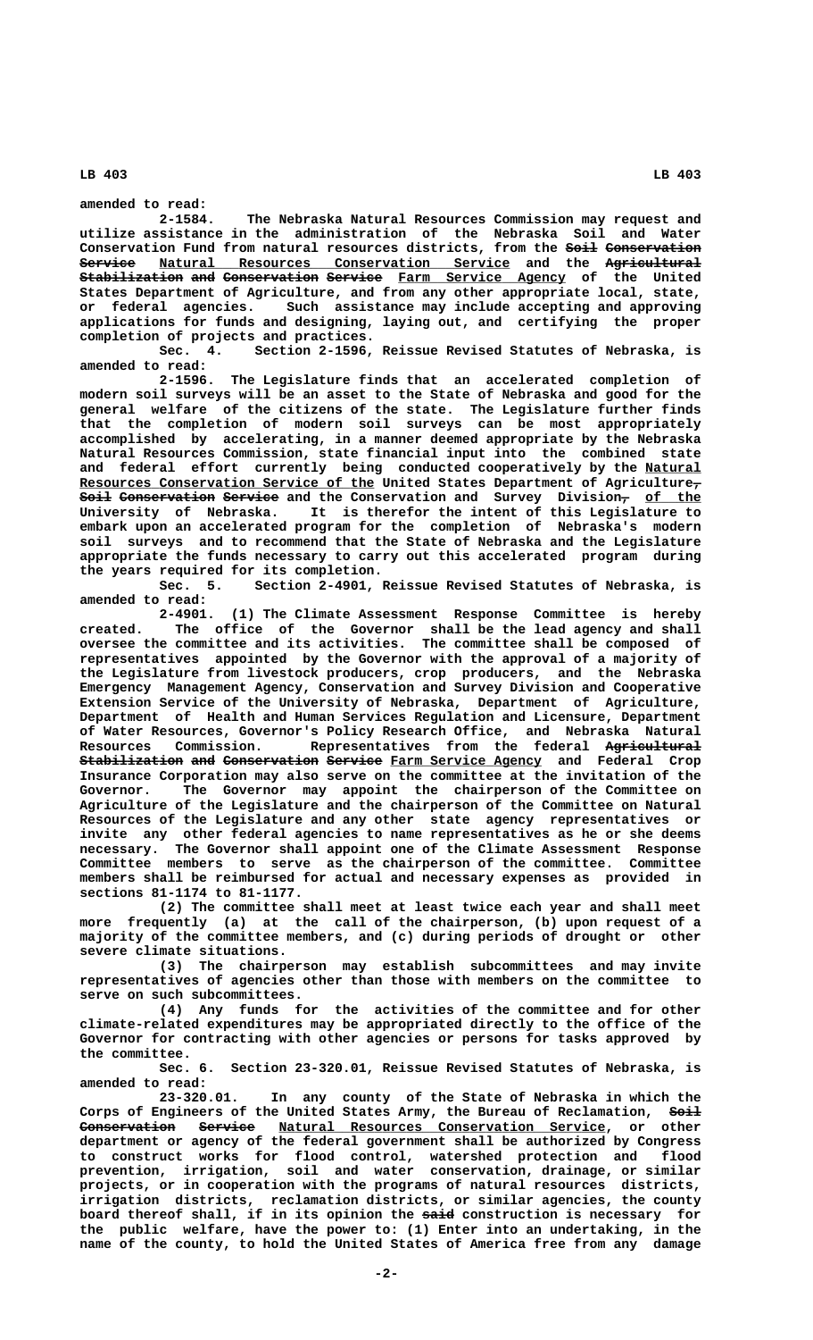amended to read:

2-1584. The Nebraska Natural Resources Commission may request and utilize assistance in the administration of the Nebraska Soil and Water Conservation Fund from natural resources districts, from the ~~Soil Conservation Service~~ Natural Resources Conservation Service and the ~~Agricultural Stabilization and Conservation Service~~ Farm Service Agency of the United States Department of Agriculture, and from any other appropriate local, state, or federal agencies. Such assistance may include accepting and approving applications for funds and designing, laying out, and certifying the proper completion of projects and practices.

Sec. 4. Section 2-1596, Reissue Revised Statutes of Nebraska, is amended to read:

2-1596. The Legislature finds that an accelerated completion of modern soil surveys will be an asset to the State of Nebraska and good for the general welfare of the citizens of the state. The Legislature further finds that the completion of modern soil surveys can be most appropriately accomplished by accelerating, in a manner deemed appropriate by the Nebraska Natural Resources Commission, state financial input into the combined state and federal effort currently being conducted cooperatively by the Natural Resources Conservation Service of the United States Department of Agriculture~~,~~ ~~Soil Conservation Service~~ and the Conservation and Survey Division~~,~~ of the University of Nebraska. It is therefor the intent of this Legislature to embark upon an accelerated program for the completion of Nebraska's modern soil surveys and to recommend that the State of Nebraska and the Legislature appropriate the funds necessary to carry out this accelerated program during the years required for its completion.

Sec. 5. Section 2-4901, Reissue Revised Statutes of Nebraska, is amended to read:

2-4901. (1) The Climate Assessment Response Committee is hereby created. The office of the Governor shall be the lead agency and shall oversee the committee and its activities. The committee shall be composed of representatives appointed by the Governor with the approval of a majority of the Legislature from livestock producers, crop producers, and the Nebraska Emergency Management Agency, Conservation and Survey Division and Cooperative Extension Service of the University of Nebraska, Department of Agriculture, Department of Health and Human Services Regulation and Licensure, Department of Water Resources, Governor's Policy Research Office, and Nebraska Natural Resources Commission. Representatives from the federal ~~Agricultural Stabilization and Conservation Service~~ Farm Service Agency and Federal Crop Insurance Corporation may also serve on the committee at the invitation of the Governor. The Governor may appoint the chairperson of the Committee on Agriculture of the Legislature and the chairperson of the Committee on Natural Resources of the Legislature and any other state agency representatives or invite any other federal agencies to name representatives as he or she deems necessary. The Governor shall appoint one of the Climate Assessment Response Committee members to serve as the chairperson of the committee. Committee members shall be reimbursed for actual and necessary expenses as provided in sections 81-1174 to 81-1177.

(2) The committee shall meet at least twice each year and shall meet more frequently (a) at the call of the chairperson, (b) upon request of a majority of the committee members, and (c) during periods of drought or other severe climate situations.

(3) The chairperson may establish subcommittees and may invite representatives of agencies other than those with members on the committee to serve on such subcommittees.

(4) Any funds for the activities of the committee and for other climate-related expenditures may be appropriated directly to the office of the Governor for contracting with other agencies or persons for tasks approved by the committee.

Sec. 6. Section 23-320.01, Reissue Revised Statutes of Nebraska, is amended to read:

23-320.01. In any county of the State of Nebraska in which the Corps of Engineers of the United States Army, the Bureau of Reclamation, ~~Soil Conservation Service~~ Natural Resources Conservation Service, or other department or agency of the federal government shall be authorized by Congress to construct works for flood control, watershed protection and flood prevention, irrigation, soil and water conservation, drainage, or similar projects, or in cooperation with the programs of natural resources districts, irrigation districts, reclamation districts, or similar agencies, the county board thereof shall, if in its opinion the ~~said~~ construction is necessary for the public welfare, have the power to: (1) Enter into an undertaking, in the name of the county, to hold the United States of America free from any damage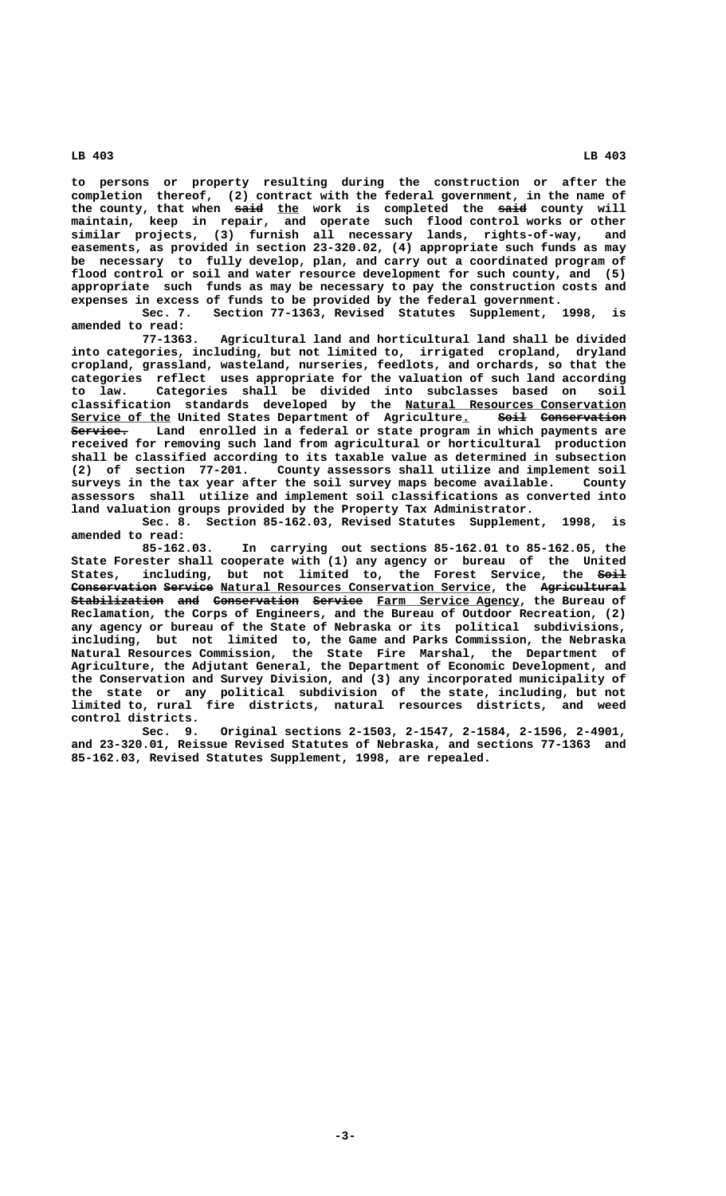to persons or property resulting during the construction or after the completion thereof, (2) contract with the federal government, in the name of the county, that when ~~said~~ the work is completed the ~~said~~ county will maintain, keep in repair, and operate such flood control works or other similar projects, (3) furnish all necessary lands, rights-of-way, and easements, as provided in section 23-320.02, (4) appropriate such funds as may be necessary to fully develop, plan, and carry out a coordinated program of flood control or soil and water resource development for such county, and (5) appropriate such funds as may be necessary to pay the construction costs and expenses in excess of funds to be provided by the federal government.

Sec. 7. Section 77-1363, Revised Statutes Supplement, 1998, is amended to read:

77-1363. Agricultural land and horticultural land shall be divided into categories, including, but not limited to, irrigated cropland, dryland cropland, grassland, wasteland, nurseries, feedlots, and orchards, so that the categories reflect uses appropriate for the valuation of such land according to law. Categories shall be divided into subclasses based on soil classification standards developed by the Natural Resources Conservation Service of the United States Department of Agriculture. ~~Soil Conservation Service.~~ Land enrolled in a federal or state program in which payments are received for removing such land from agricultural or horticultural production shall be classified according to its taxable value as determined in subsection (2) of section 77-201. County assessors shall utilize and implement soil surveys in the tax year after the soil survey maps become available. County assessors shall utilize and implement soil classifications as converted into land valuation groups provided by the Property Tax Administrator.

Sec. 8. Section 85-162.03, Revised Statutes Supplement, 1998, is amended to read:

85-162.03. In carrying out sections 85-162.01 to 85-162.05, the State Forester shall cooperate with (1) any agency or bureau of the United States, including, but not limited to, the Forest Service, the ~~Soil Conservation Service~~ Natural Resources Conservation Service, the ~~Agricultural Stabilization and Conservation Service~~ Farm Service Agency, the Bureau of Reclamation, the Corps of Engineers, and the Bureau of Outdoor Recreation, (2) any agency or bureau of the State of Nebraska or its political subdivisions, including, but not limited to, the Game and Parks Commission, the Nebraska Natural Resources Commission, the State Fire Marshal, the Department of Agriculture, the Adjutant General, the Department of Economic Development, and the Conservation and Survey Division, and (3) any incorporated municipality of the state or any political subdivision of the state, including, but not limited to, rural fire districts, natural resources districts, and weed control districts.

Sec. 9. Original sections 2-1503, 2-1547, 2-1584, 2-1596, 2-4901, and 23-320.01, Reissue Revised Statutes of Nebraska, and sections 77-1363 and 85-162.03, Revised Statutes Supplement, 1998, are repealed.